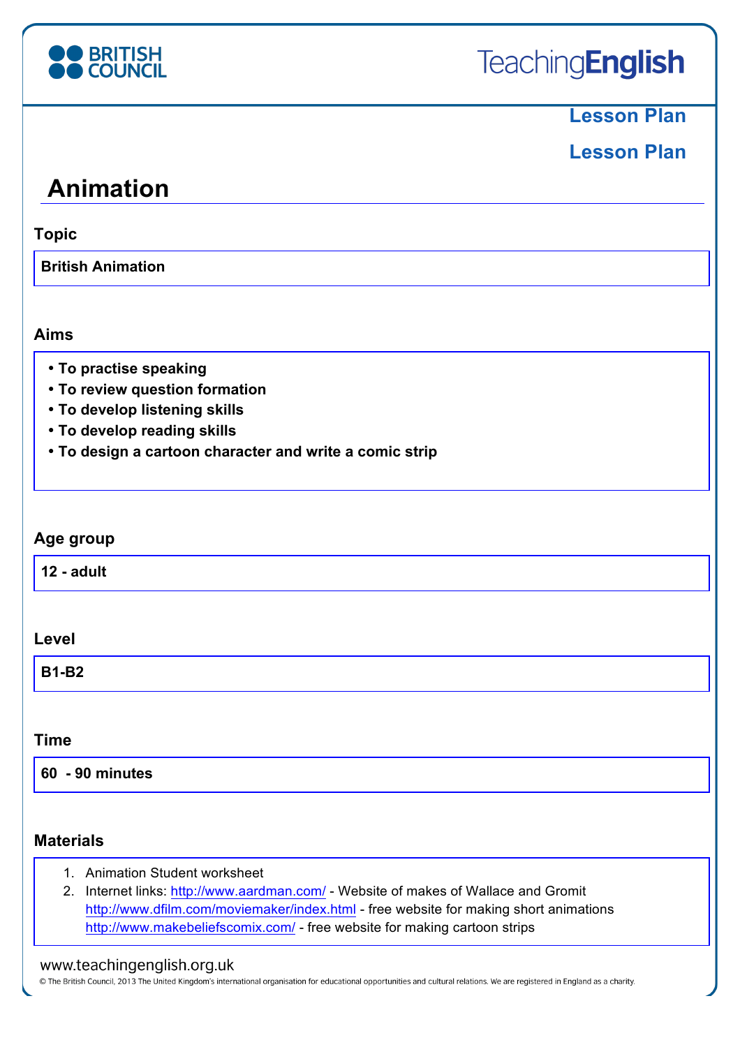# Animation

## Topic

British Animation

## Aims

- To practise speaking
- To review question formation
- To develop listening skills
- To develop reading skills
- To design a cartoon character and write a comic strip

## Age group

12 - adult

## Level

B1-B2

## Time

60 - 90 minutes

## Materials

1. Animation Student worksheet
2. Internet links: http://www.aardman.com/ - Website of makes of Wallace and Gromit
   http://www.dfilm.com/moviemaker/index.html - free website for making short animations
   http://www.makebeliefscomix.com/ - free website for making cartoon strips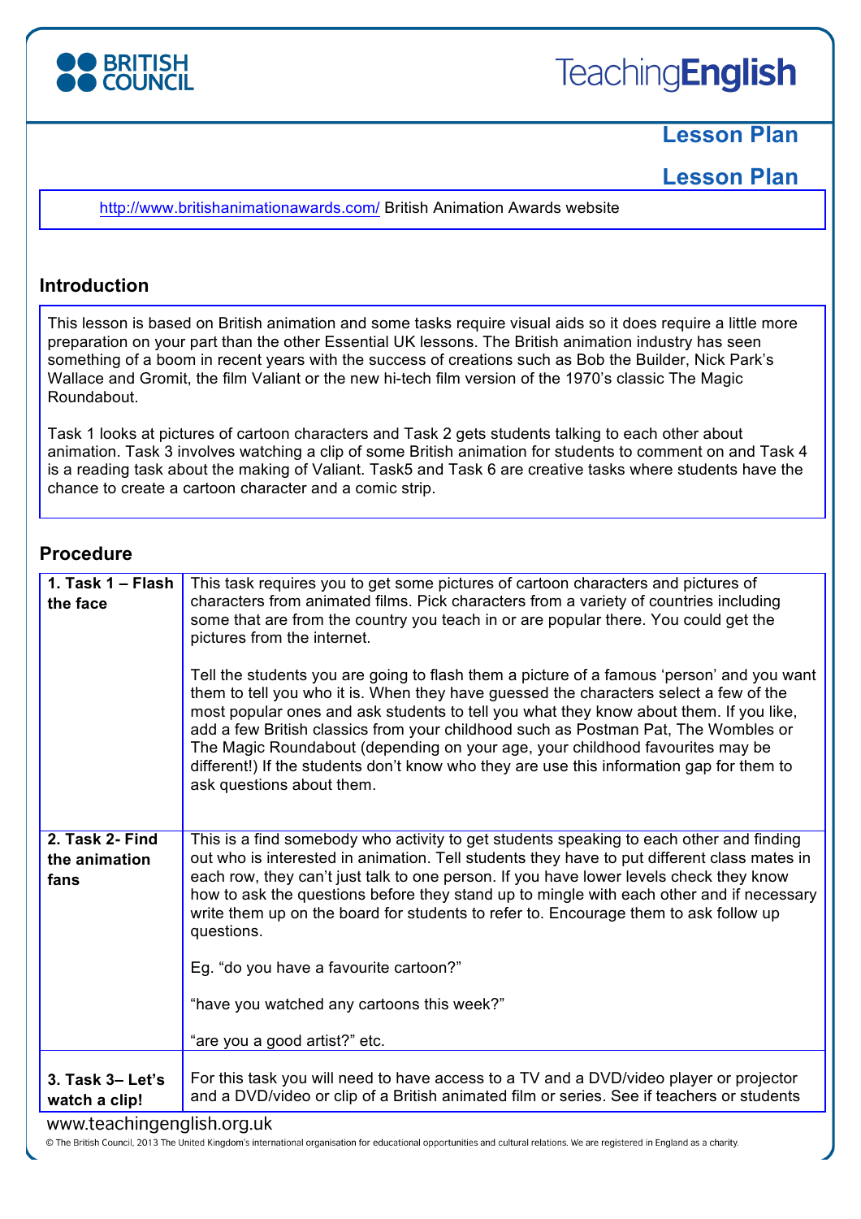## Lesson Plan

## Lesson Plan

http://www.britishanimationawards.com/ British Animation Awards website

## Introduction

This lesson is based on British animation and some tasks require visual aids so it does require a little more preparation on your part than the other Essential UK lessons. The British animation industry has seen something of a boom in recent years with the success of creations such as Bob the Builder, Nick Park's Wallace and Gromit, the film Valiant or the new hi-tech film version of the 1970's classic The Magic Roundabout.

Task 1 looks at pictures of cartoon characters and Task 2 gets students talking to each other about animation. Task 3 involves watching a clip of some British animation for students to comment on and Task 4 is a reading task about the making of Valiant. Task5 and Task 6 are creative tasks where students have the chance to create a cartoon character and a comic strip.

## Procedure

| | |
|---|---|
| **1. Task 1 – Flash the face** | This task requires you to get some pictures of cartoon characters and pictures of characters from animated films. Pick characters from a variety of countries including some that are from the country you teach in or are popular there. You could get the pictures from the internet.<br><br>Tell the students you are going to flash them a picture of a famous 'person' and you want them to tell you who it is. When they have guessed the characters select a few of the most popular ones and ask students to tell you what they know about them. If you like, add a few British classics from your childhood such as Postman Pat, The Wombles or The Magic Roundabout (depending on your age, your childhood favourites may be different!) If the students don't know who they are use this information gap for them to ask questions about them. |
| **2. Task 2- Find the animation fans** | This is a find somebody who activity to get students speaking to each other and finding out who is interested in animation. Tell students they have to put different class mates in each row, they can't just talk to one person. If you have lower levels check they know how to ask the questions before they stand up to mingle with each other and if necessary write them up on the board for students to refer to. Encourage them to ask follow up questions.<br><br>Eg. "do you have a favourite cartoon?"<br><br>"have you watched any cartoons this week?"<br><br>"are you a good artist?" etc. |
| **3. Task 3– Let's watch a clip!** | For this task you will need to have access to a TV and a DVD/video player or projector and a DVD/video or clip of a British animated film or series. See if teachers or students |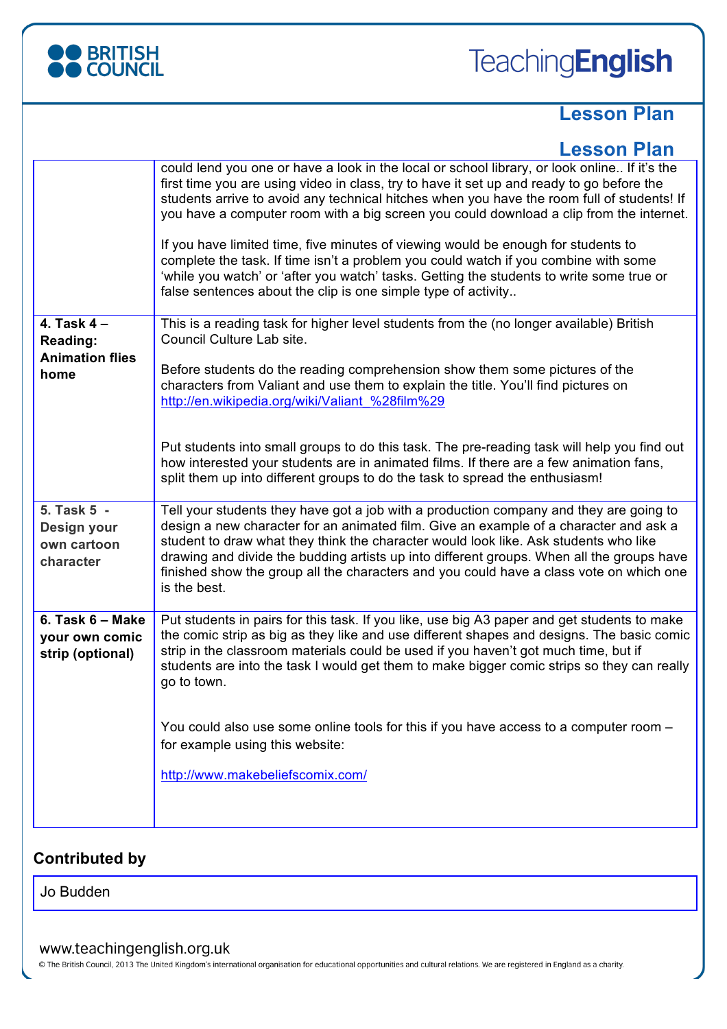## Lesson Plan

| | |
|---|---|
| | could lend you one or have a look in the local or school library, or look online.. If it's the first time you are using video in class, try to have it set up and ready to go before the students arrive to avoid any technical hitches when you have the room full of students! If you have a computer room with a big screen you could download a clip from the internet.<br><br>If you have limited time, five minutes of viewing would be enough for students to complete the task. If time isn't a problem you could watch if you combine with some 'while you watch' or 'after you watch' tasks. Getting the students to write some true or false sentences about the clip is one simple type of activity.. |
| **4. Task 4 – Reading: Animation flies home** | This is a reading task for higher level students from the (no longer available) British Council Culture Lab site.<br><br>Before students do the reading comprehension show them some pictures of the characters from Valiant and use them to explain the title. You'll find pictures on http://en.wikipedia.org/wiki/Valiant_%28film%29<br><br>Put students into small groups to do this task. The pre-reading task will help you find out how interested your students are in animated films. If there are a few animation fans, split them up into different groups to do the task to spread the enthusiasm! |
| **5. Task 5 - Design your own cartoon character** | Tell your students they have got a job with a production company and they are going to design a new character for an animated film. Give an example of a character and ask a student to draw what they think the character would look like. Ask students who like drawing and divide the budding artists up into different groups. When all the groups have finished show the group all the characters and you could have a class vote on which one is the best. |
| **6. Task 6 – Make your own comic strip (optional)** | Put students in pairs for this task. If you like, use big A3 paper and get students to make the comic strip as big as they like and use different shapes and designs. The basic comic strip in the classroom materials could be used if you haven't got much time, but if students are into the task I would get them to make bigger comic strips so they can really go to town.<br><br>You could also use some online tools for this if you have access to a computer room – for example using this website:<br><br>http://www.makebeliefscomix.com/ |

**Contributed by**

Jo Budden